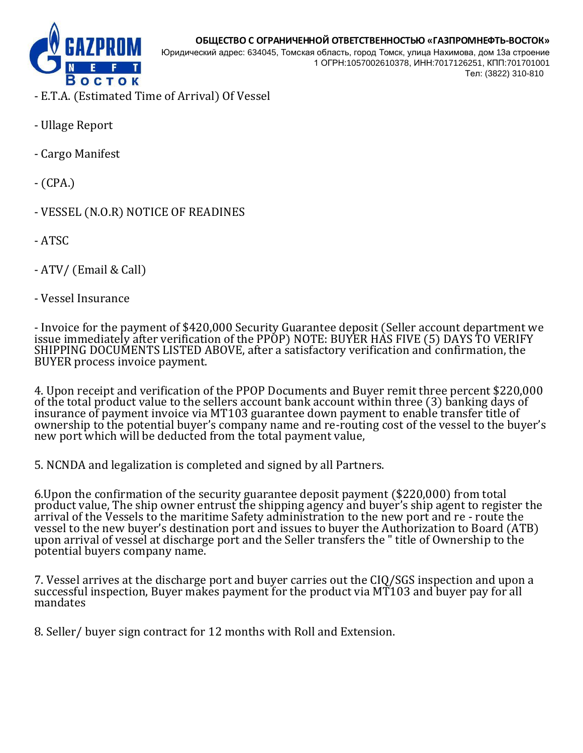- E.T.A. (Estimated Time of Arrival) Of Vessel

- Ullage Report

- Cargo Manifest

- (CPA.)

- VESSEL (N.O.R) NOTICE OF READINES

- ATSC

- ATV/ (Email & Call)

- Vessel Insurance

- Invoice for the payment of $420,000 Security Guarantee deposit (Seller account department we issue immediately after verification of the PPOP) NOTE: BUYER HAS FIVE (5) DAYS TO VERIFY SHIPPING DOCUMENTS LISTED ABOVE, after a satisfactory verification and confirmation, the BUYER process invoice payment.

4. Upon receipt and verification of the PPOP Documents and Buyer remit three percent $220,000 of the total product value to the sellers account bank account within three (3) banking days of insurance of payment invoice via MT103 guarantee down payment to enable transfer title of ownership to the potential buyer's company name and re-routing cost of the vessel to the buyer's new port which will be deducted from the total payment value,

5. NCNDA and legalization is completed and signed by all Partners.

6.Upon the confirmation of the security guarantee deposit payment ($220,000) from total product value, The ship owner entrust the shipping agency and buyer's ship agent to register the arrival of the Vessels to the maritime Safety administration to the new port and re - route the vessel to the new buyer's destination port and issues to buyer the Authorization to Board (ATB) upon arrival of vessel at discharge port and the Seller transfers the " title of Ownership to the potential buyers company name.

7. Vessel arrives at the discharge port and buyer carries out the CIQ/SGS inspection and upon a successful inspection, Buyer makes payment for the product via MT103 and buyer pay for all mandates

8. Seller/ buyer sign contract for 12 months with Roll and Extension.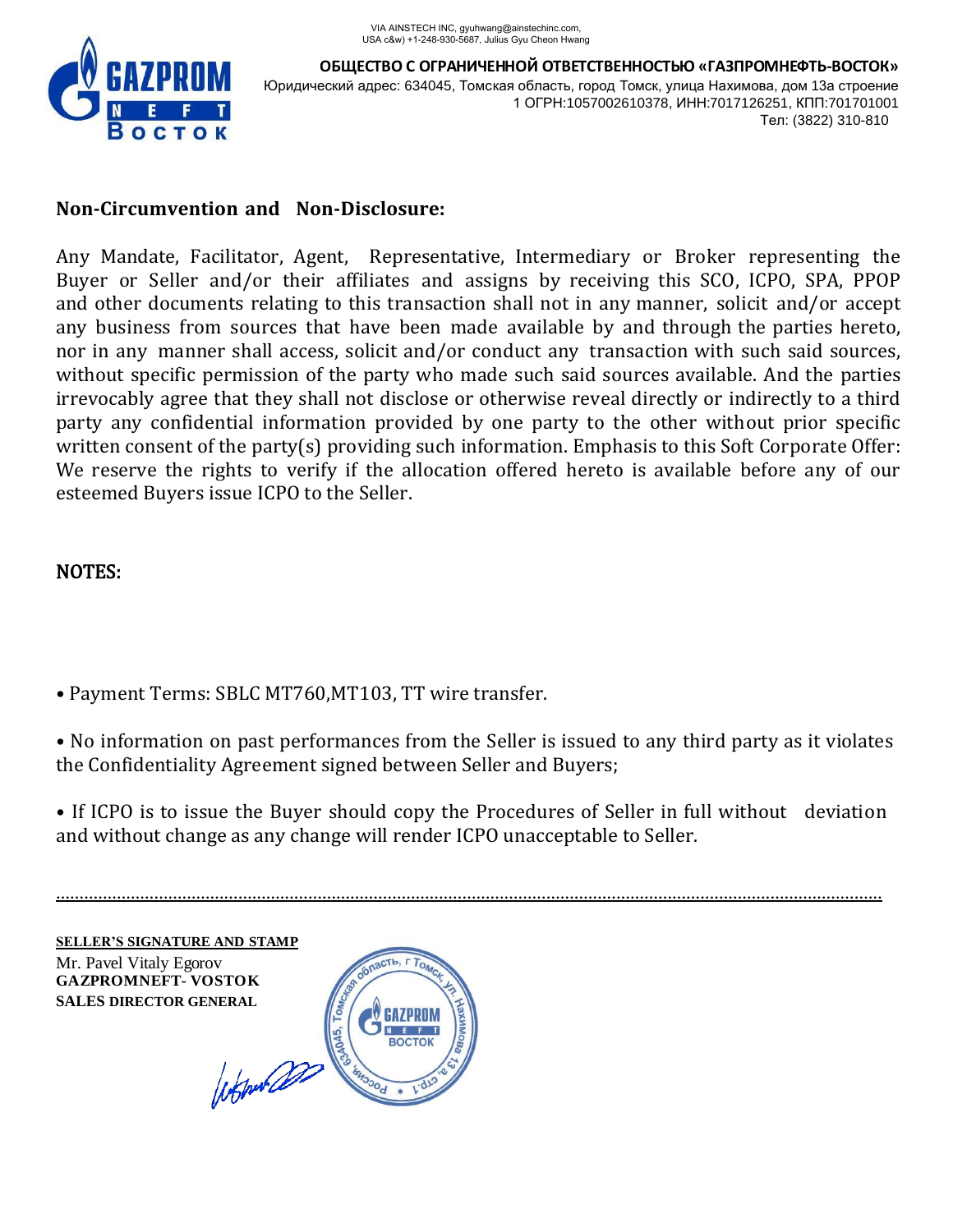VIA AINSTECH INC, gyuhwang@ainstechinc.com,
USA c&w) +1-248-930-5687, Julius Gyu Cheon Hwang

**ОБЩЕСТВО С ОГРАНИЧЕННОЙ ОТВЕТСТВЕННОСТЬЮ «ГАЗПРОМНЕФТЬ-ВОСТОК»**
Юридический адрес: 634045, Томская область, город Томск, улица Нахимова, дом 13а строение 1 ОГРН:1057002610378, ИНН:7017126251, КПП:701701001
Тел: (3822) 310-810

## Non-Circumvention and Non-Disclosure:

Any Mandate, Facilitator, Agent, Representative, Intermediary or Broker representing the Buyer or Seller and/or their affiliates and assigns by receiving this SCO, ICPO, SPA, PPOP and other documents relating to this transaction shall not in any manner, solicit and/or accept any business from sources that have been made available by and through the parties hereto, nor in any manner shall access, solicit and/or conduct any transaction with such said sources, without specific permission of the party who made such said sources available. And the parties irrevocably agree that they shall not disclose or otherwise reveal directly or indirectly to a third party any confidential information provided by one party to the other without prior specific written consent of the party(s) providing such information. Emphasis to this Soft Corporate Offer: We reserve the rights to verify if the allocation offered hereto is available before any of our esteemed Buyers issue ICPO to the Seller.

## NOTES:

- Payment Terms: SBLC MT760,MT103, TT wire transfer.
- No information on past performances from the Seller is issued to any third party as it violates the Confidentiality Agreement signed between Seller and Buyers;
- If ICPO is to issue the Buyer should copy the Procedures of Seller in full without deviation and without change as any change will render ICPO unacceptable to Seller.

---

**SELLER'S SIGNATURE AND STAMP**
Mr. Pavel Vitaly Egorov
**GAZPROMNEFT- VOSTOK**
**SALES DIRECTOR GENERAL**

Россия, 634045, Томская область, г Томск, ул. Нахимова 13а, стр-1
GAZPROM NEFT ВОСТОК